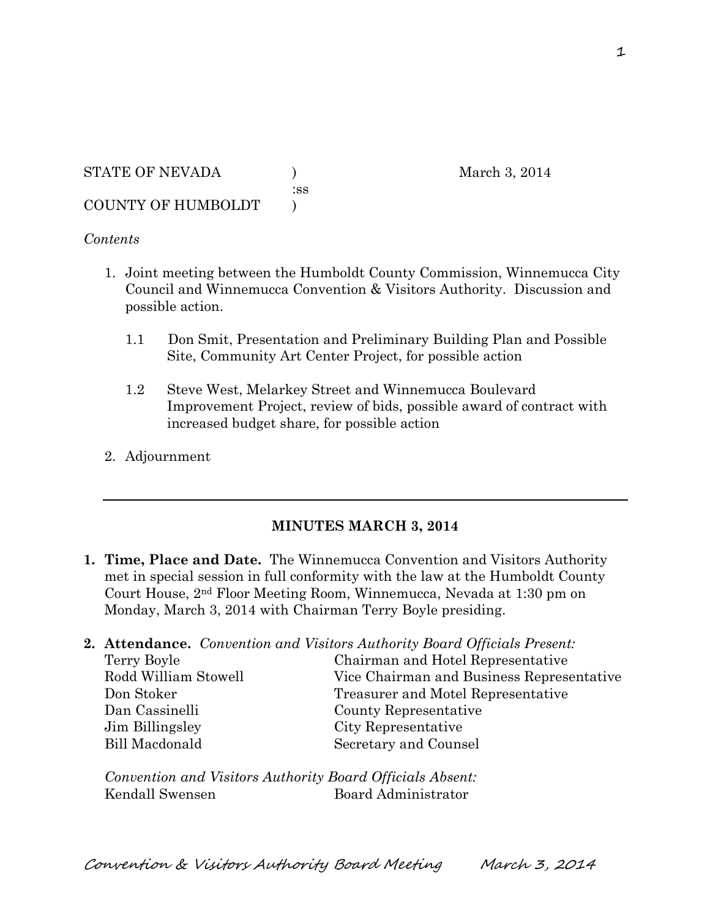STATE OF NEVADA ) March 3, 2014
:ss
COUNTY OF HUMBOLDT )

*Contents*

1. Joint meeting between the Humboldt County Commission, Winnemucca City Council and Winnemucca Convention & Visitors Authority. Discussion and possible action.

   1.1 Don Smit, Presentation and Preliminary Building Plan and Possible Site, Community Art Center Project, for possible action

   1.2 Steve West, Melarkey Street and Winnemucca Boulevard Improvement Project, review of bids, possible award of contract with increased budget share, for possible action

2. Adjournment

---

**MINUTES MARCH 3, 2014**

1. **Time, Place and Date.** The Winnemucca Convention and Visitors Authority met in special session in full conformity with the law at the Humboldt County Court House, 2nd Floor Meeting Room, Winnemucca, Nevada at 1:30 pm on Monday, March 3, 2014 with Chairman Terry Boyle presiding.

2. **Attendance.** *Convention and Visitors Authority Board Officials Present:*

| | |
|---|---|
| Terry Boyle | Chairman and Hotel Representative |
| Rodd William Stowell | Vice Chairman and Business Representative |
| Don Stoker | Treasurer and Motel Representative |
| Dan Cassinelli | County Representative |
| Jim Billingsley | City Representative |
| Bill Macdonald | Secretary and Counsel |

*Convention and Visitors Authority Board Officials Absent:*

| | |
|---|---|
| Kendall Swensen | Board Administrator |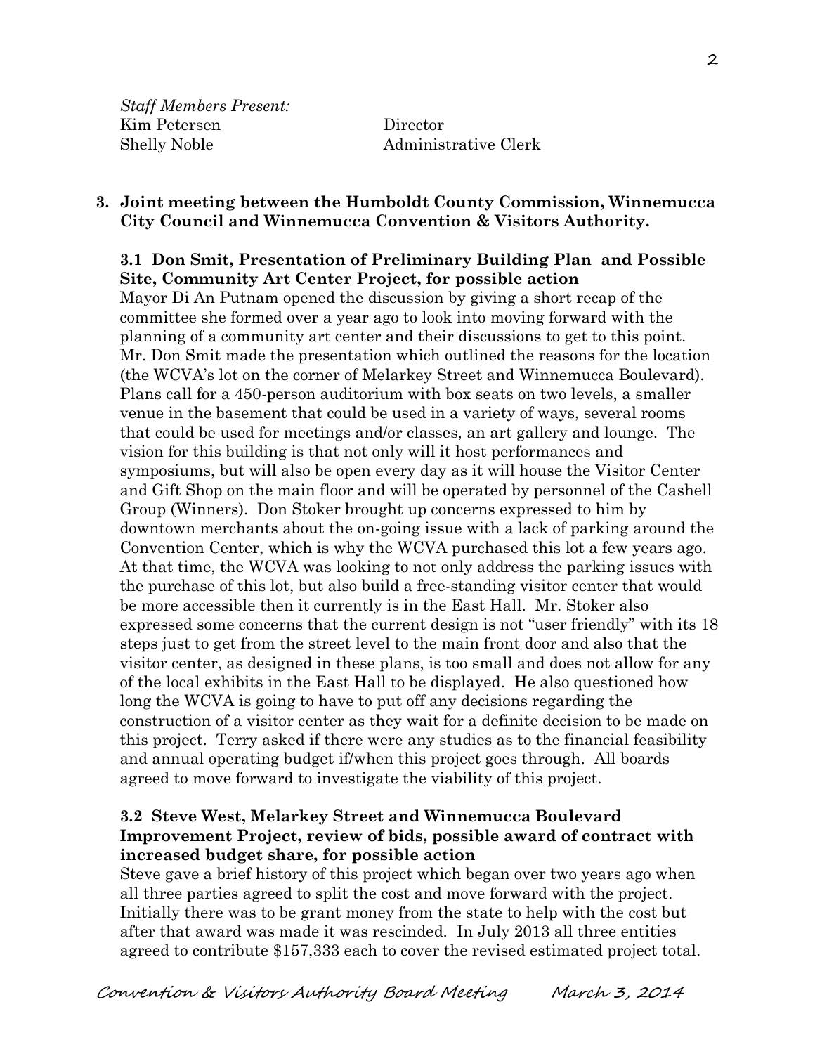*Staff Members Present:*

Kim Petersen Director

Shelly Noble Administrative Clerk

**3. Joint meeting between the Humboldt County Commission, Winnemucca City Council and Winnemucca Convention & Visitors Authority.**

**3.1 Don Smit, Presentation of Preliminary Building Plan and Possible Site, Community Art Center Project, for possible action**

Mayor Di An Putnam opened the discussion by giving a short recap of the committee she formed over a year ago to look into moving forward with the planning of a community art center and their discussions to get to this point. Mr. Don Smit made the presentation which outlined the reasons for the location (the WCVA's lot on the corner of Melarkey Street and Winnemucca Boulevard). Plans call for a 450-person auditorium with box seats on two levels, a smaller venue in the basement that could be used in a variety of ways, several rooms that could be used for meetings and/or classes, an art gallery and lounge. The vision for this building is that not only will it host performances and symposiums, but will also be open every day as it will house the Visitor Center and Gift Shop on the main floor and will be operated by personnel of the Cashell Group (Winners). Don Stoker brought up concerns expressed to him by downtown merchants about the on-going issue with a lack of parking around the Convention Center, which is why the WCVA purchased this lot a few years ago. At that time, the WCVA was looking to not only address the parking issues with the purchase of this lot, but also build a free-standing visitor center that would be more accessible then it currently is in the East Hall. Mr. Stoker also expressed some concerns that the current design is not "user friendly" with its 18 steps just to get from the street level to the main front door and also that the visitor center, as designed in these plans, is too small and does not allow for any of the local exhibits in the East Hall to be displayed. He also questioned how long the WCVA is going to have to put off any decisions regarding the construction of a visitor center as they wait for a definite decision to be made on this project. Terry asked if there were any studies as to the financial feasibility and annual operating budget if/when this project goes through. All boards agreed to move forward to investigate the viability of this project.

**3.2 Steve West, Melarkey Street and Winnemucca Boulevard Improvement Project, review of bids, possible award of contract with increased budget share, for possible action**

Steve gave a brief history of this project which began over two years ago when all three parties agreed to split the cost and move forward with the project. Initially there was to be grant money from the state to help with the cost but after that award was made it was rescinded. In July 2013 all three entities agreed to contribute $157,333 each to cover the revised estimated project total.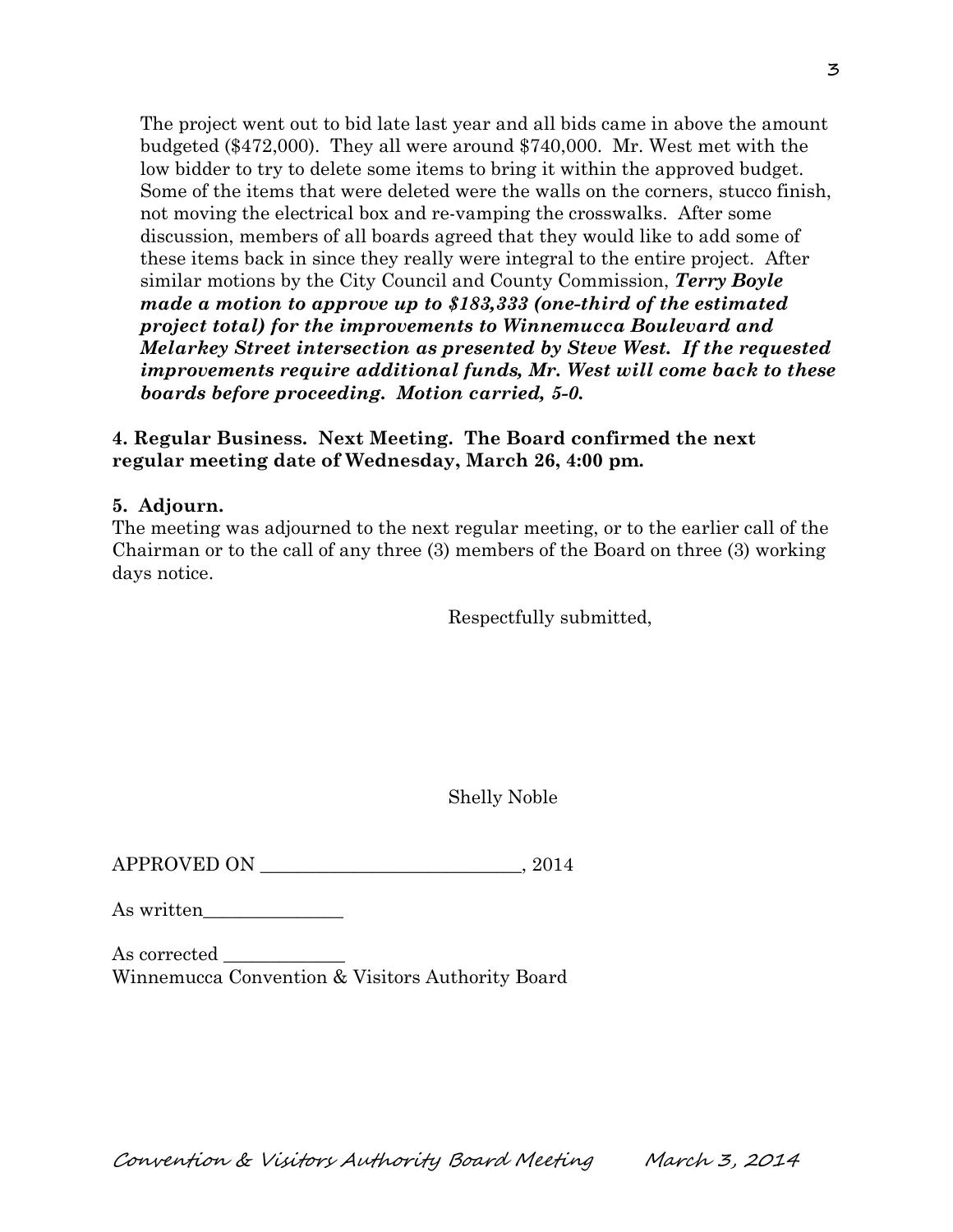The project went out to bid late last year and all bids came in above the amount budgeted ($472,000). They all were around $740,000. Mr. West met with the low bidder to try to delete some items to bring it within the approved budget. Some of the items that were deleted were the walls on the corners, stucco finish, not moving the electrical box and re-vamping the crosswalks. After some discussion, members of all boards agreed that they would like to add some of these items back in since they really were integral to the entire project. After similar motions by the City Council and County Commission, ***Terry Boyle made a motion to approve up to $183,333 (one-third of the estimated project total) for the improvements to Winnemucca Boulevard and Melarkey Street intersection as presented by Steve West. If the requested improvements require additional funds, Mr. West will come back to these boards before proceeding. Motion carried, 5-0.***

**4. Regular Business. Next Meeting. The Board confirmed the next regular meeting date of Wednesday, March 26, 4:00 pm.**

**5. Adjourn.**

The meeting was adjourned to the next regular meeting, or to the earlier call of the Chairman or to the call of any three (3) members of the Board on three (3) working days notice.

Respectfully submitted,

Shelly Noble

APPROVED ON ___________________________, 2014

As written_______________

As corrected _____________

Winnemucca Convention & Visitors Authority Board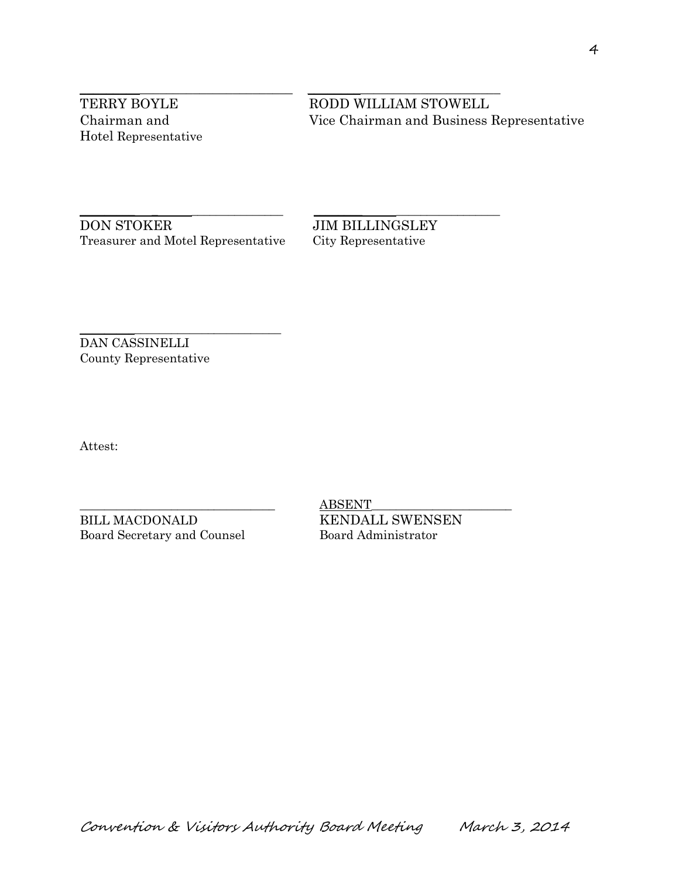\_\_\_\_\_\_\_\_\_\_\_\_\_\_\_\_\_\_\_\_\_\_\_\_\_\_\_\_\_\_\_\_  
TERRY BOYLE  
Chairman and  
Hotel Representative

\_\_\_\_\_\_\_\_\_\_\_\_\_\_\_\_\_\_\_\_\_\_\_\_\_\_\_\_\_\_\_\_  
RODD WILLIAM STOWELL  
Vice Chairman and Business Representative

\_\_\_\_\_\_\_\_\_\_\_\_\_\_\_\_\_\_\_\_\_\_\_\_\_\_\_\_\_\_\_\_  
DON STOKER  
Treasurer and Motel Representative

\_\_\_\_\_\_\_\_\_\_\_\_\_\_\_\_\_\_\_\_\_\_\_\_\_\_\_\_\_\_\_\_  
JIM BILLINGSLEY  
City Representative

\_\_\_\_\_\_\_\_\_\_\_\_\_\_\_\_\_\_\_\_\_\_\_\_\_\_\_\_\_\_\_\_  
DAN CASSINELLI  
County Representative

Attest:

\_\_\_\_\_\_\_\_\_\_\_\_\_\_\_\_\_\_\_\_\_\_\_\_\_\_\_\_\_\_\_\_  
BILL MACDONALD  
Board Secretary and Counsel

ABSENT\_\_\_\_\_\_\_\_\_\_\_\_\_\_\_\_\_\_\_\_\_\_\_\_  
KENDALL SWENSEN  
Board Administrator